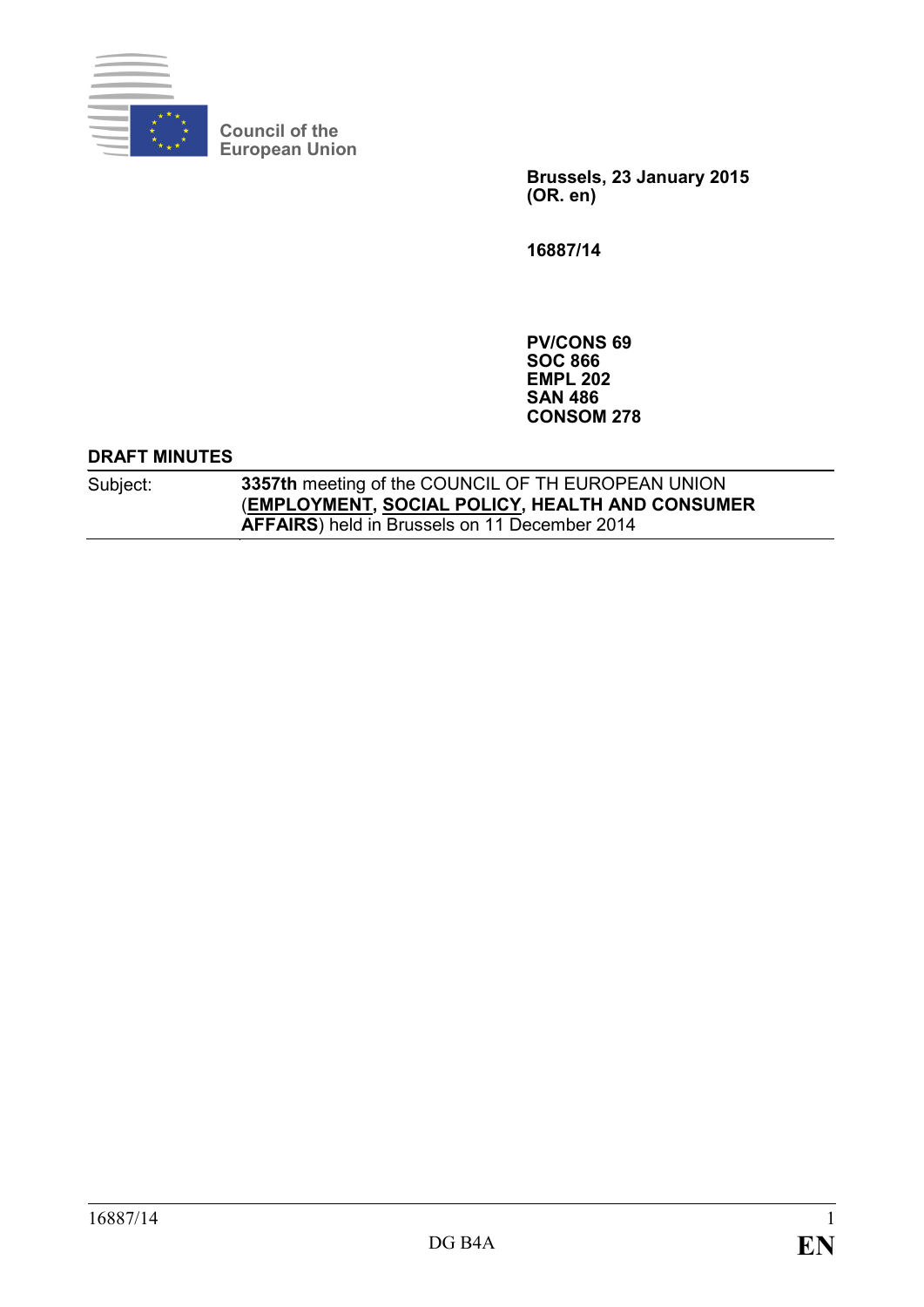Council of the European Union

**Brussels, 23 January 2015**
**(OR. en)**

**16887/14**

**PV/CONS 69**
**SOC 866**
**EMPL 202**
**SAN 486**
**CONSOM 278**

**DRAFT MINUTES**

| Subject: | **3357th** meeting of the COUNCIL OF TH EUROPEAN UNION (**EMPLOYMENT**, **SOCIAL POLICY**, **HEALTH AND CONSUMER AFFAIRS**) held in Brussels on 11 December 2014 |
|---|---|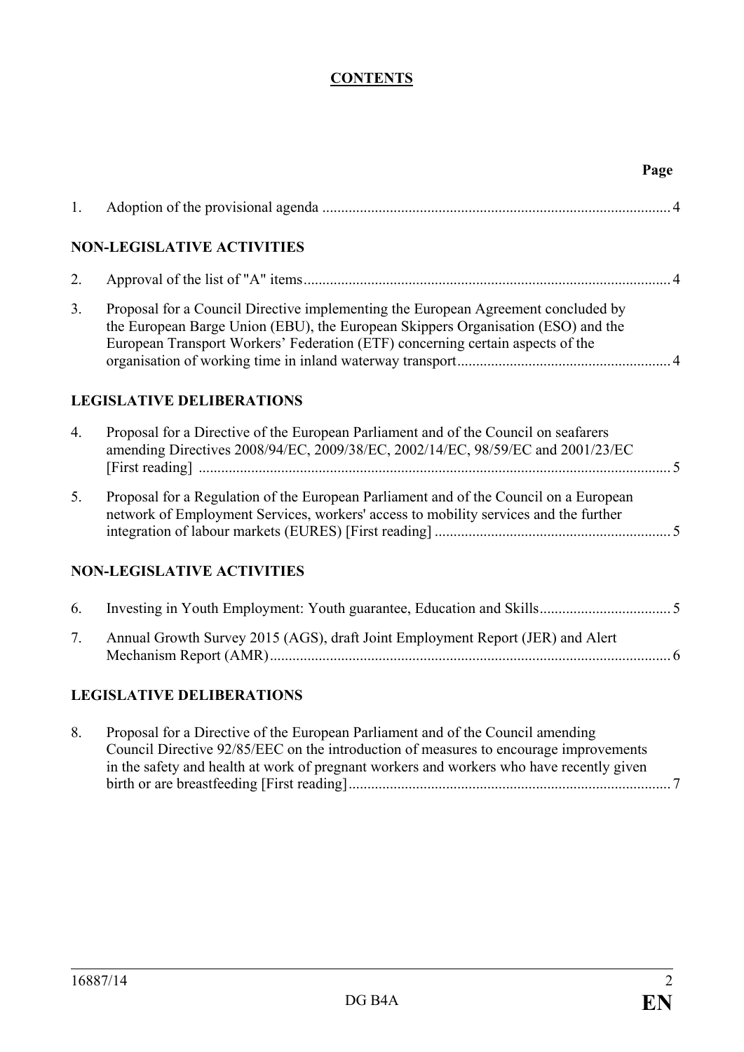**CONTENTS**

| | | Page |
|---|---|---|
| 1. | Adoption of the provisional agenda | 4 |

**NON-LEGISLATIVE ACTIVITIES**

| | | |
|---|---|---|
| 2. | Approval of the list of "A" items | 4 |
| 3. | Proposal for a Council Directive implementing the European Agreement concluded by the European Barge Union (EBU), the European Skippers Organisation (ESO) and the European Transport Workers' Federation (ETF) concerning certain aspects of the organisation of working time in inland waterway transport | 4 |

**LEGISLATIVE DELIBERATIONS**

| | | |
|---|---|---|
| 4. | Proposal for a Directive of the European Parliament and of the Council on seafarers amending Directives 2008/94/EC, 2009/38/EC, 2002/14/EC, 98/59/EC and 2001/23/EC [First reading] | 5 |
| 5. | Proposal for a Regulation of the European Parliament and of the Council on a European network of Employment Services, workers' access to mobility services and the further integration of labour markets (EURES) [First reading] | 5 |

**NON-LEGISLATIVE ACTIVITIES**

| | | |
|---|---|---|
| 6. | Investing in Youth Employment: Youth guarantee, Education and Skills | 5 |
| 7. | Annual Growth Survey 2015 (AGS), draft Joint Employment Report (JER) and Alert Mechanism Report (AMR) | 6 |

**LEGISLATIVE DELIBERATIONS**

| | | |
|---|---|---|
| 8. | Proposal for a Directive of the European Parliament and of the Council amending Council Directive 92/85/EEC on the introduction of measures to encourage improvements in the safety and health at work of pregnant workers and workers who have recently given birth or are breastfeeding [First reading] | 7 |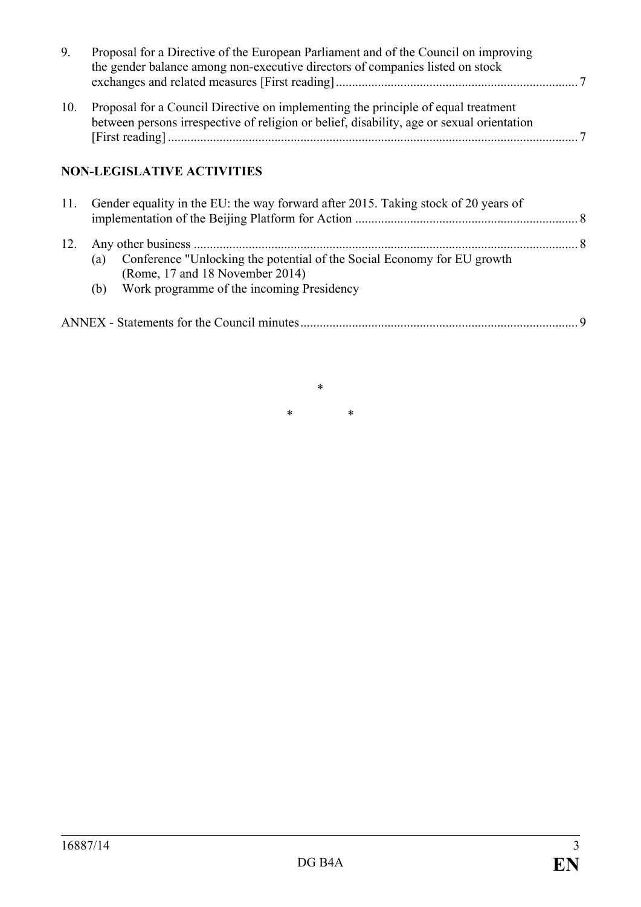9. Proposal for a Directive of the European Parliament and of the Council on improving the gender balance among non-executive directors of companies listed on stock exchanges and related measures [First reading] ........................................................................... 7

10. Proposal for a Council Directive on implementing the principle of equal treatment between persons irrespective of religion or belief, disability, age or sexual orientation [First reading] ............................................................................................................................. 7

**NON-LEGISLATIVE ACTIVITIES**

11. Gender equality in the EU: the way forward after 2015. Taking stock of 20 years of implementation of the Beijing Platform for Action .................................................................... 8

12. Any other business ..................................................................................................................... 8
    (a) Conference "Unlocking the potential of the Social Economy for EU growth (Rome, 17 and 18 November 2014)
    (b) Work programme of the incoming Presidency

ANNEX - Statements for the Council minutes..................................................................................... 9

\*

\* \*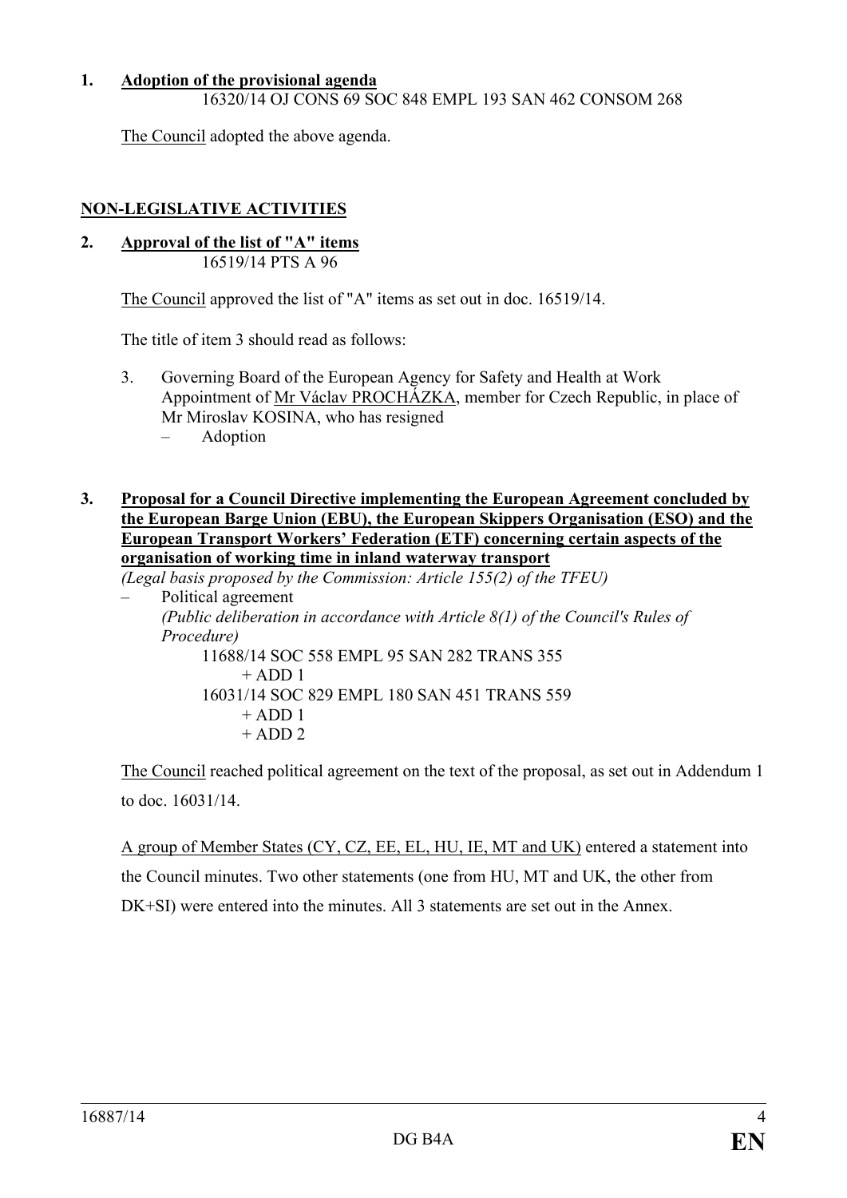**1. Adoption of the provisional agenda**

16320/14 OJ CONS 69 SOC 848 EMPL 193 SAN 462 CONSOM 268

The Council adopted the above agenda.

**NON-LEGISLATIVE ACTIVITIES**

**2. Approval of the list of "A" items**

16519/14 PTS A 96

The Council approved the list of "A" items as set out in doc. 16519/14.

The title of item 3 should read as follows:

3. Governing Board of the European Agency for Safety and Health at Work
   Appointment of Mr Václav PROCHÁZKA, member for Czech Republic, in place of Mr Miroslav KOSINA, who has resigned
   – Adoption

**3. Proposal for a Council Directive implementing the European Agreement concluded by the European Barge Union (EBU), the European Skippers Organisation (ESO) and the European Transport Workers' Federation (ETF) concerning certain aspects of the organisation of working time in inland waterway transport**

*(Legal basis proposed by the Commission: Article 155(2) of the TFEU)*

– Political agreement
  *(Public deliberation in accordance with Article 8(1) of the Council's Rules of Procedure)*

11688/14 SOC 558 EMPL 95 SAN 282 TRANS 355
+ ADD 1
16031/14 SOC 829 EMPL 180 SAN 451 TRANS 559
+ ADD 1
+ ADD 2

The Council reached political agreement on the text of the proposal, as set out in Addendum 1 to doc. 16031/14.

A group of Member States (CY, CZ, EE, EL, HU, IE, MT and UK) entered a statement into the Council minutes. Two other statements (one from HU, MT and UK, the other from DK+SI) were entered into the minutes. All 3 statements are set out in the Annex.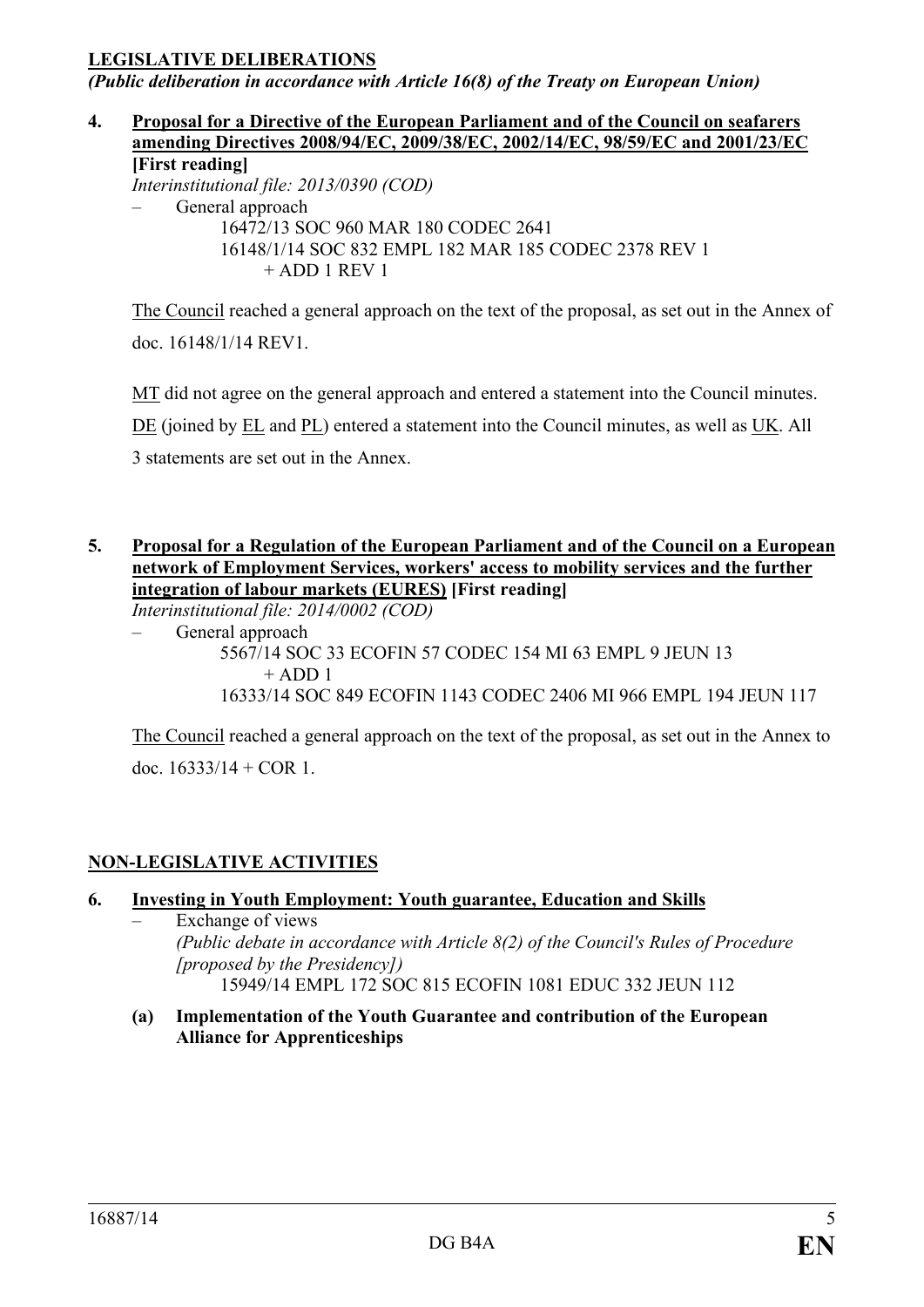**LEGISLATIVE DELIBERATIONS**
***(Public deliberation in accordance with Article 16(8) of the Treaty on European Union)***

**4. Proposal for a Directive of the European Parliament and of the Council on seafarers amending Directives 2008/94/EC, 2009/38/EC, 2002/14/EC, 98/59/EC and 2001/23/EC [First reading]**

*Interinstitutional file: 2013/0390 (COD)*

– General approach

16472/13 SOC 960 MAR 180 CODEC 2641
16148/1/14 SOC 832 EMPL 182 MAR 185 CODEC 2378 REV 1
+ ADD 1 REV 1

The Council reached a general approach on the text of the proposal, as set out in the Annex of doc. 16148/1/14 REV1.

MT did not agree on the general approach and entered a statement into the Council minutes. DE (joined by EL and PL) entered a statement into the Council minutes, as well as UK. All 3 statements are set out in the Annex.

**5. Proposal for a Regulation of the European Parliament and of the Council on a European network of Employment Services, workers' access to mobility services and the further integration of labour markets (EURES) [First reading]**

*Interinstitutional file: 2014/0002 (COD)*

– General approach

5567/14 SOC 33 ECOFIN 57 CODEC 154 MI 63 EMPL 9 JEUN 13
+ ADD 1
16333/14 SOC 849 ECOFIN 1143 CODEC 2406 MI 966 EMPL 194 JEUN 117

The Council reached a general approach on the text of the proposal, as set out in the Annex to doc. 16333/14 + COR 1.

**NON-LEGISLATIVE ACTIVITIES**

**6. Investing in Youth Employment: Youth guarantee, Education and Skills**

– Exchange of views
*(Public debate in accordance with Article 8(2) of the Council's Rules of Procedure [proposed by the Presidency])*
15949/14 EMPL 172 SOC 815 ECOFIN 1081 EDUC 332 JEUN 112

**(a) Implementation of the Youth Guarantee and contribution of the European Alliance for Apprenticeships**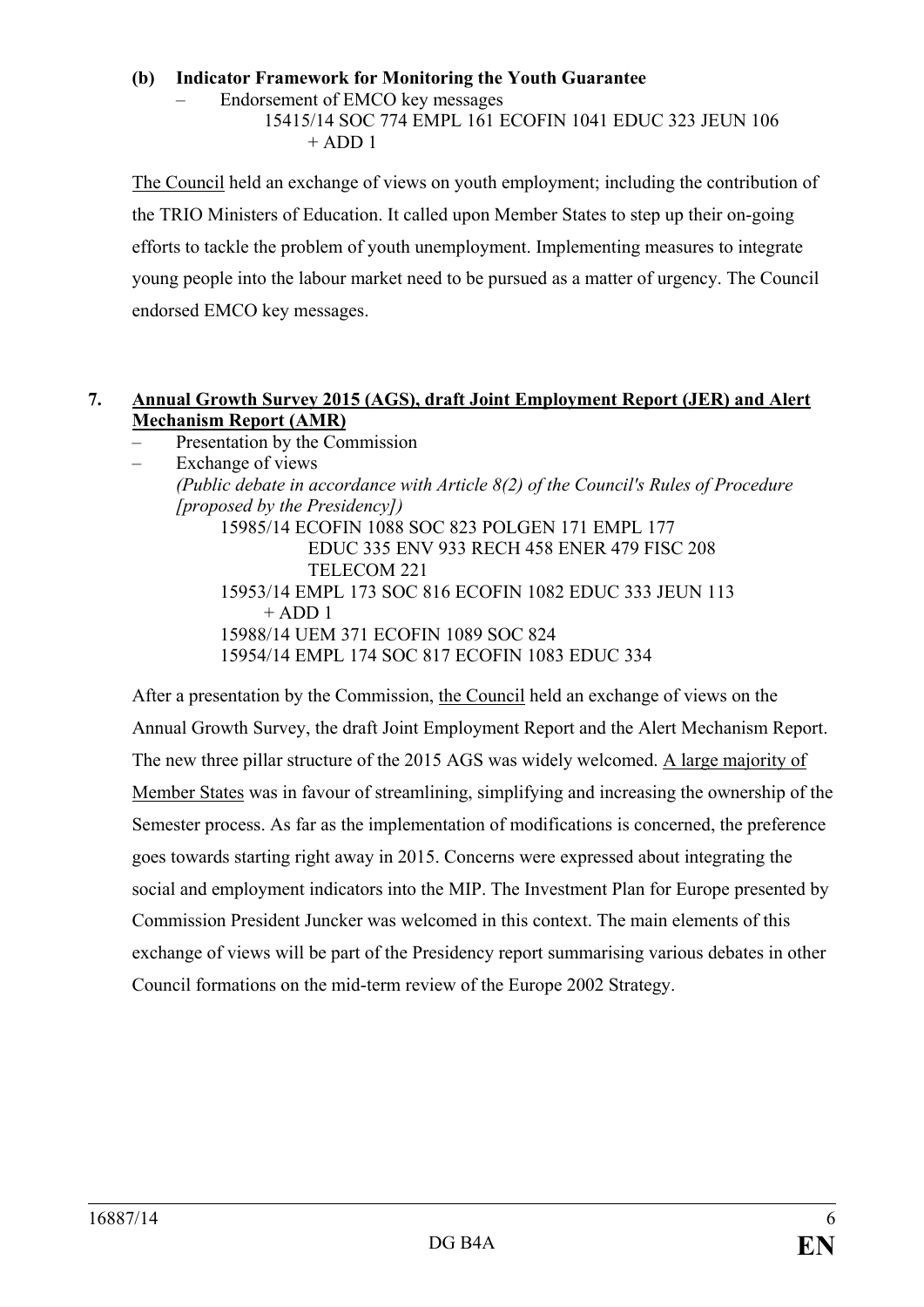**(b) Indicator Framework for Monitoring the Youth Guarantee**

– Endorsement of EMCO key messages

15415/14 SOC 774 EMPL 161 ECOFIN 1041 EDUC 323 JEUN 106 + ADD 1

The Council held an exchange of views on youth employment; including the contribution of the TRIO Ministers of Education. It called upon Member States to step up their on-going efforts to tackle the problem of youth unemployment. Implementing measures to integrate young people into the labour market need to be pursued as a matter of urgency. The Council endorsed EMCO key messages.

**7. Annual Growth Survey 2015 (AGS), draft Joint Employment Report (JER) and Alert Mechanism Report (AMR)**

– Presentation by the Commission

– Exchange of views

*(Public debate in accordance with Article 8(2) of the Council's Rules of Procedure [proposed by the Presidency])*

15985/14 ECOFIN 1088 SOC 823 POLGEN 171 EMPL 177 EDUC 335 ENV 933 RECH 458 ENER 479 FISC 208 TELECOM 221

15953/14 EMPL 173 SOC 816 ECOFIN 1082 EDUC 333 JEUN 113 + ADD 1

15988/14 UEM 371 ECOFIN 1089 SOC 824

15954/14 EMPL 174 SOC 817 ECOFIN 1083 EDUC 334

After a presentation by the Commission, the Council held an exchange of views on the Annual Growth Survey, the draft Joint Employment Report and the Alert Mechanism Report. The new three pillar structure of the 2015 AGS was widely welcomed. A large majority of Member States was in favour of streamlining, simplifying and increasing the ownership of the Semester process. As far as the implementation of modifications is concerned, the preference goes towards starting right away in 2015. Concerns were expressed about integrating the social and employment indicators into the MIP. The Investment Plan for Europe presented by Commission President Juncker was welcomed in this context. The main elements of this exchange of views will be part of the Presidency report summarising various debates in other Council formations on the mid-term review of the Europe 2002 Strategy.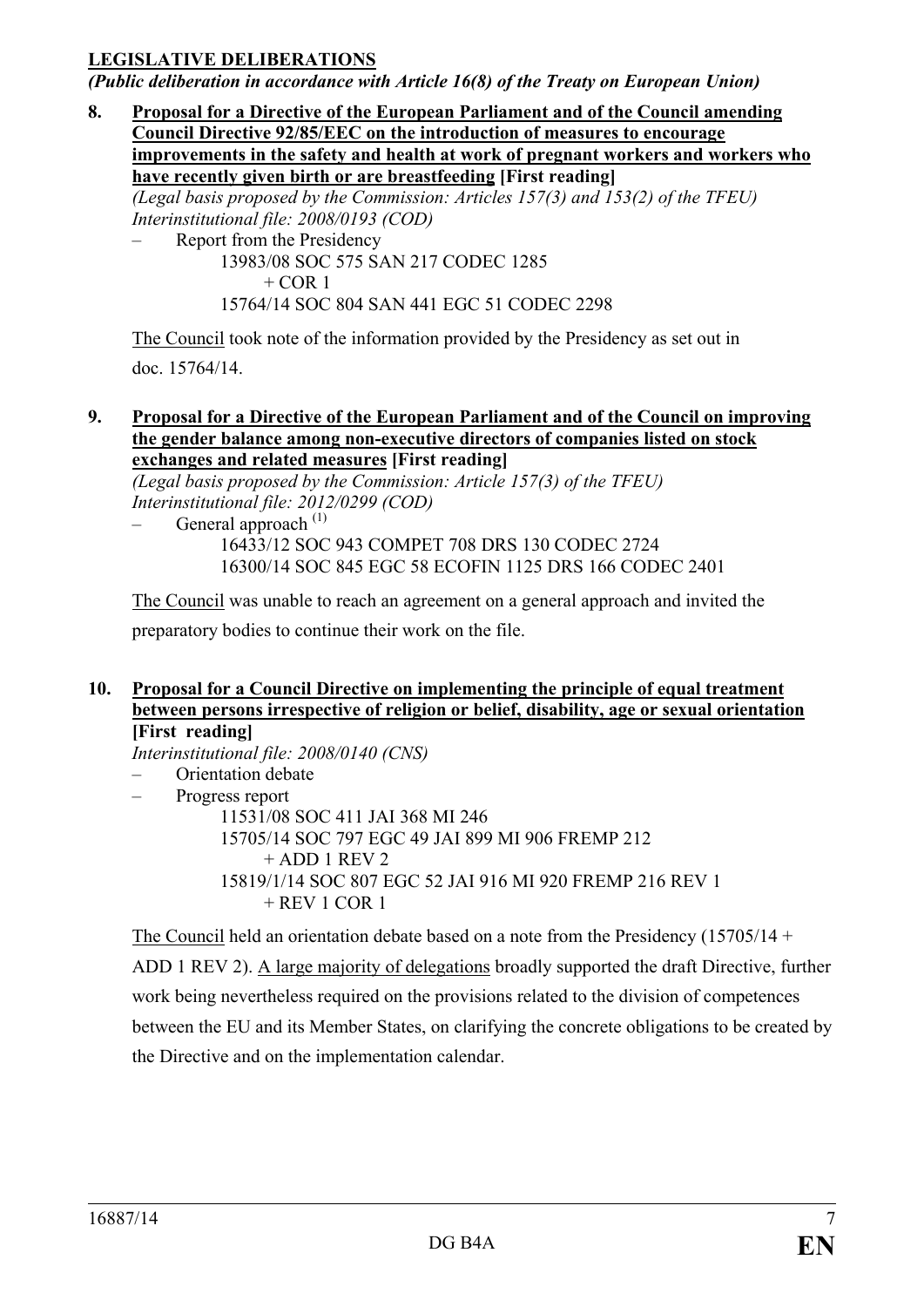**LEGISLATIVE DELIBERATIONS**

***(Public deliberation in accordance with Article 16(8) of the Treaty on European Union)***

**8. Proposal for a Directive of the European Parliament and of the Council amending Council Directive 92/85/EEC on the introduction of measures to encourage improvements in the safety and health at work of pregnant workers and workers who have recently given birth or are breastfeeding [First reading]**

*(Legal basis proposed by the Commission: Articles 157(3) and 153(2) of the TFEU)*
*Interinstitutional file: 2008/0193 (COD)*

– Report from the Presidency
13983/08 SOC 575 SAN 217 CODEC 1285
+ COR 1
15764/14 SOC 804 SAN 441 EGC 51 CODEC 2298

The Council took note of the information provided by the Presidency as set out in doc. 15764/14.

**9. Proposal for a Directive of the European Parliament and of the Council on improving the gender balance among non-executive directors of companies listed on stock exchanges and related measures [First reading]**

*(Legal basis proposed by the Commission: Article 157(3) of the TFEU)*
*Interinstitutional file: 2012/0299 (COD)*

– General approach [(1)]
16433/12 SOC 943 COMPET 708 DRS 130 CODEC 2724
16300/14 SOC 845 EGC 58 ECOFIN 1125 DRS 166 CODEC 2401

The Council was unable to reach an agreement on a general approach and invited the preparatory bodies to continue their work on the file.

**10. Proposal for a Council Directive on implementing the principle of equal treatment between persons irrespective of religion or belief, disability, age or sexual orientation [First reading]**

*Interinstitutional file: 2008/0140 (CNS)*

– Orientation debate
– Progress report
11531/08 SOC 411 JAI 368 MI 246
15705/14 SOC 797 EGC 49 JAI 899 MI 906 FREMP 212
+ ADD 1 REV 2
15819/1/14 SOC 807 EGC 52 JAI 916 MI 920 FREMP 216 REV 1
+ REV 1 COR 1

The Council held an orientation debate based on a note from the Presidency (15705/14 + ADD 1 REV 2). A large majority of delegations broadly supported the draft Directive, further work being nevertheless required on the provisions related to the division of competences between the EU and its Member States, on clarifying the concrete obligations to be created by the Directive and on the implementation calendar.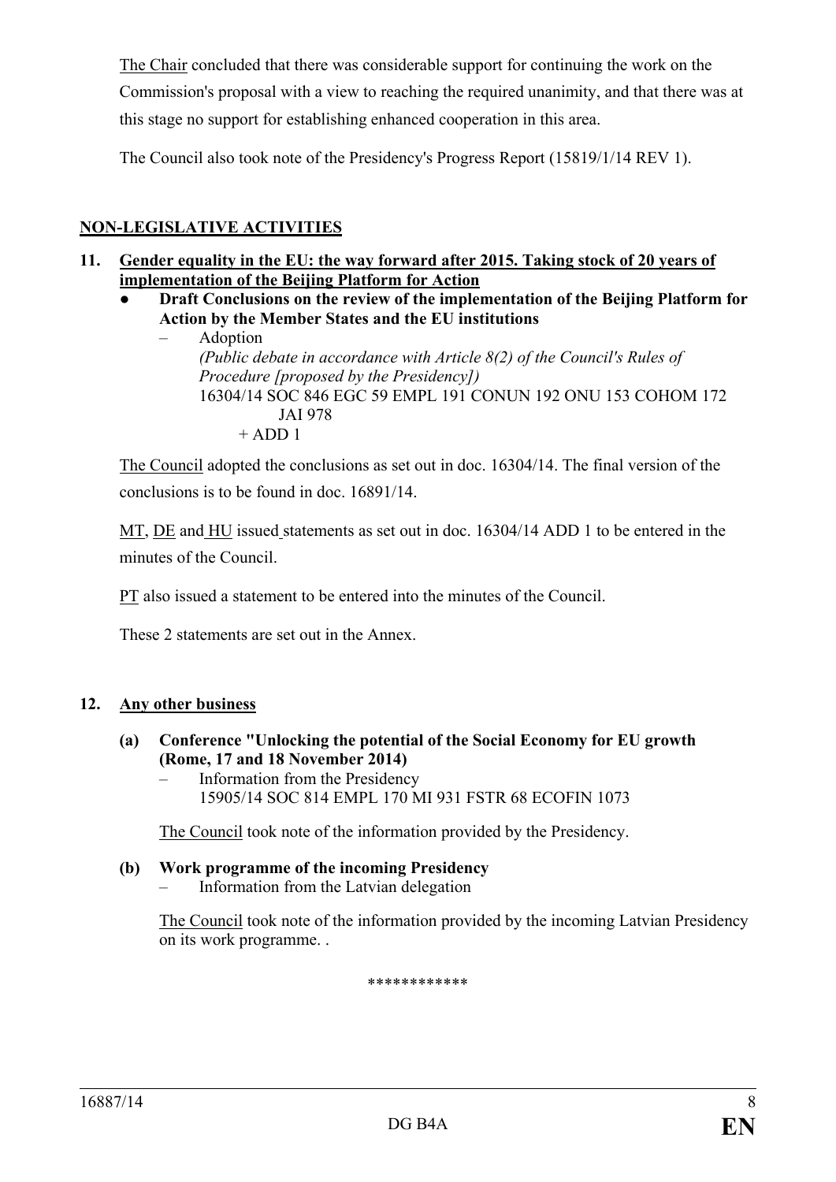The Chair concluded that there was considerable support for continuing the work on the Commission's proposal with a view to reaching the required unanimity, and that there was at this stage no support for establishing enhanced cooperation in this area.

The Council also took note of the Presidency's Progress Report (15819/1/14 REV 1).

## NON-LEGISLATIVE ACTIVITIES

**11. Gender equality in the EU: the way forward after 2015. Taking stock of 20 years of implementation of the Beijing Platform for Action**

- **Draft Conclusions on the review of the implementation of the Beijing Platform for Action by the Member States and the EU institutions**
  - Adoption
    *(Public debate in accordance with Article 8(2) of the Council's Rules of Procedure [proposed by the Presidency])*
    16304/14 SOC 846 EGC 59 EMPL 191 CONUN 192 ONU 153 COHOM 172 JAI 978
    + ADD 1

The Council adopted the conclusions as set out in doc. 16304/14. The final version of the conclusions is to be found in doc. 16891/14.

MT, DE and HU issued statements as set out in doc. 16304/14 ADD 1 to be entered in the minutes of the Council.

PT also issued a statement to be entered into the minutes of the Council.

These 2 statements are set out in the Annex.

**12. Any other business**

**(a) Conference "Unlocking the potential of the Social Economy for EU growth (Rome, 17 and 18 November 2014)**

- Information from the Presidency
  15905/14 SOC 814 EMPL 170 MI 931 FSTR 68 ECOFIN 1073

The Council took note of the information provided by the Presidency.

**(b) Work programme of the incoming Presidency**

- Information from the Latvian delegation

The Council took note of the information provided by the incoming Latvian Presidency on its work programme. .

************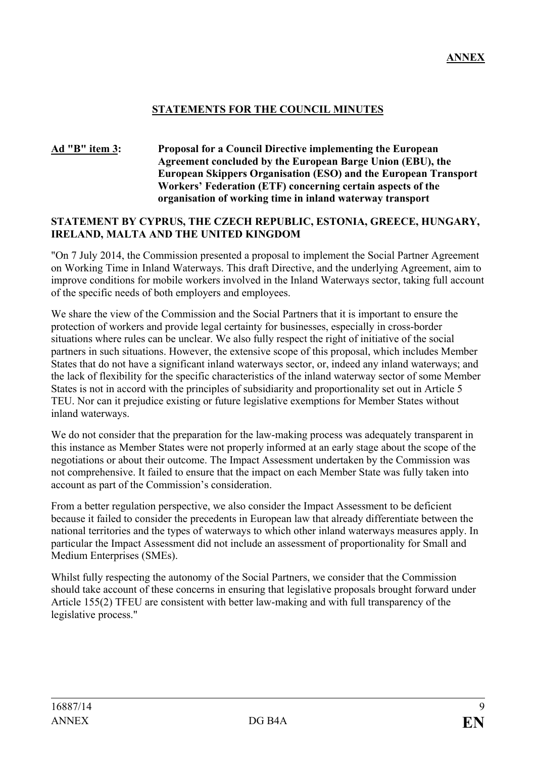**ANNEX**

## STATEMENTS FOR THE COUNCIL MINUTES

**Ad "B" item 3: Proposal for a Council Directive implementing the European Agreement concluded by the European Barge Union (EBU), the European Skippers Organisation (ESO) and the European Transport Workers' Federation (ETF) concerning certain aspects of the organisation of working time in inland waterway transport**

**STATEMENT BY CYPRUS, THE CZECH REPUBLIC, ESTONIA, GREECE, HUNGARY, IRELAND, MALTA AND THE UNITED KINGDOM**

"On 7 July 2014, the Commission presented a proposal to implement the Social Partner Agreement on Working Time in Inland Waterways. This draft Directive, and the underlying Agreement, aim to improve conditions for mobile workers involved in the Inland Waterways sector, taking full account of the specific needs of both employers and employees.

We share the view of the Commission and the Social Partners that it is important to ensure the protection of workers and provide legal certainty for businesses, especially in cross-border situations where rules can be unclear. We also fully respect the right of initiative of the social partners in such situations. However, the extensive scope of this proposal, which includes Member States that do not have a significant inland waterways sector, or, indeed any inland waterways; and the lack of flexibility for the specific characteristics of the inland waterway sector of some Member States is not in accord with the principles of subsidiarity and proportionality set out in Article 5 TEU. Nor can it prejudice existing or future legislative exemptions for Member States without inland waterways.

We do not consider that the preparation for the law-making process was adequately transparent in this instance as Member States were not properly informed at an early stage about the scope of the negotiations or about their outcome. The Impact Assessment undertaken by the Commission was not comprehensive. It failed to ensure that the impact on each Member State was fully taken into account as part of the Commission's consideration.

From a better regulation perspective, we also consider the Impact Assessment to be deficient because it failed to consider the precedents in European law that already differentiate between the national territories and the types of waterways to which other inland waterways measures apply. In particular the Impact Assessment did not include an assessment of proportionality for Small and Medium Enterprises (SMEs).

Whilst fully respecting the autonomy of the Social Partners, we consider that the Commission should take account of these concerns in ensuring that legislative proposals brought forward under Article 155(2) TFEU are consistent with better law-making and with full transparency of the legislative process."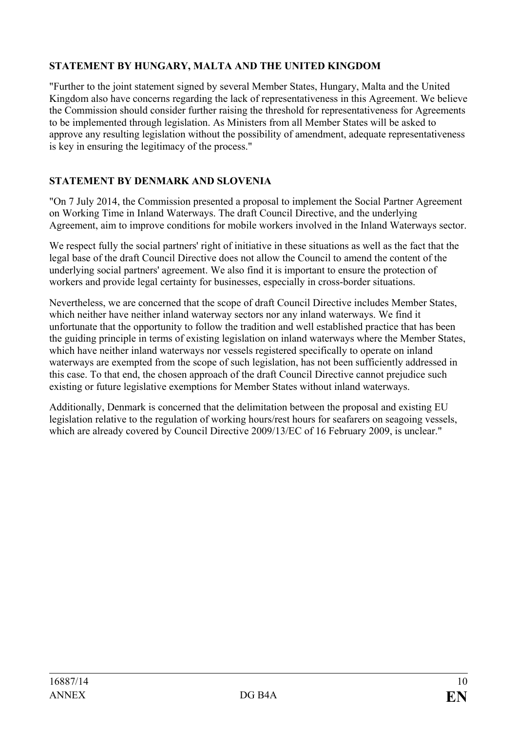**STATEMENT BY HUNGARY, MALTA AND THE UNITED KINGDOM**

"Further to the joint statement signed by several Member States, Hungary, Malta and the United Kingdom also have concerns regarding the lack of representativeness in this Agreement. We believe the Commission should consider further raising the threshold for representativeness for Agreements to be implemented through legislation. As Ministers from all Member States will be asked to approve any resulting legislation without the possibility of amendment, adequate representativeness is key in ensuring the legitimacy of the process."

**STATEMENT BY DENMARK AND SLOVENIA**

"On 7 July 2014, the Commission presented a proposal to implement the Social Partner Agreement on Working Time in Inland Waterways. The draft Council Directive, and the underlying Agreement, aim to improve conditions for mobile workers involved in the Inland Waterways sector.

We respect fully the social partners' right of initiative in these situations as well as the fact that the legal base of the draft Council Directive does not allow the Council to amend the content of the underlying social partners' agreement. We also find it is important to ensure the protection of workers and provide legal certainty for businesses, especially in cross-border situations.

Nevertheless, we are concerned that the scope of draft Council Directive includes Member States, which neither have neither inland waterway sectors nor any inland waterways. We find it unfortunate that the opportunity to follow the tradition and well established practice that has been the guiding principle in terms of existing legislation on inland waterways where the Member States, which have neither inland waterways nor vessels registered specifically to operate on inland waterways are exempted from the scope of such legislation, has not been sufficiently addressed in this case. To that end, the chosen approach of the draft Council Directive cannot prejudice such existing or future legislative exemptions for Member States without inland waterways.

Additionally, Denmark is concerned that the delimitation between the proposal and existing EU legislation relative to the regulation of working hours/rest hours for seafarers on seagoing vessels, which are already covered by Council Directive 2009/13/EC of 16 February 2009, is unclear."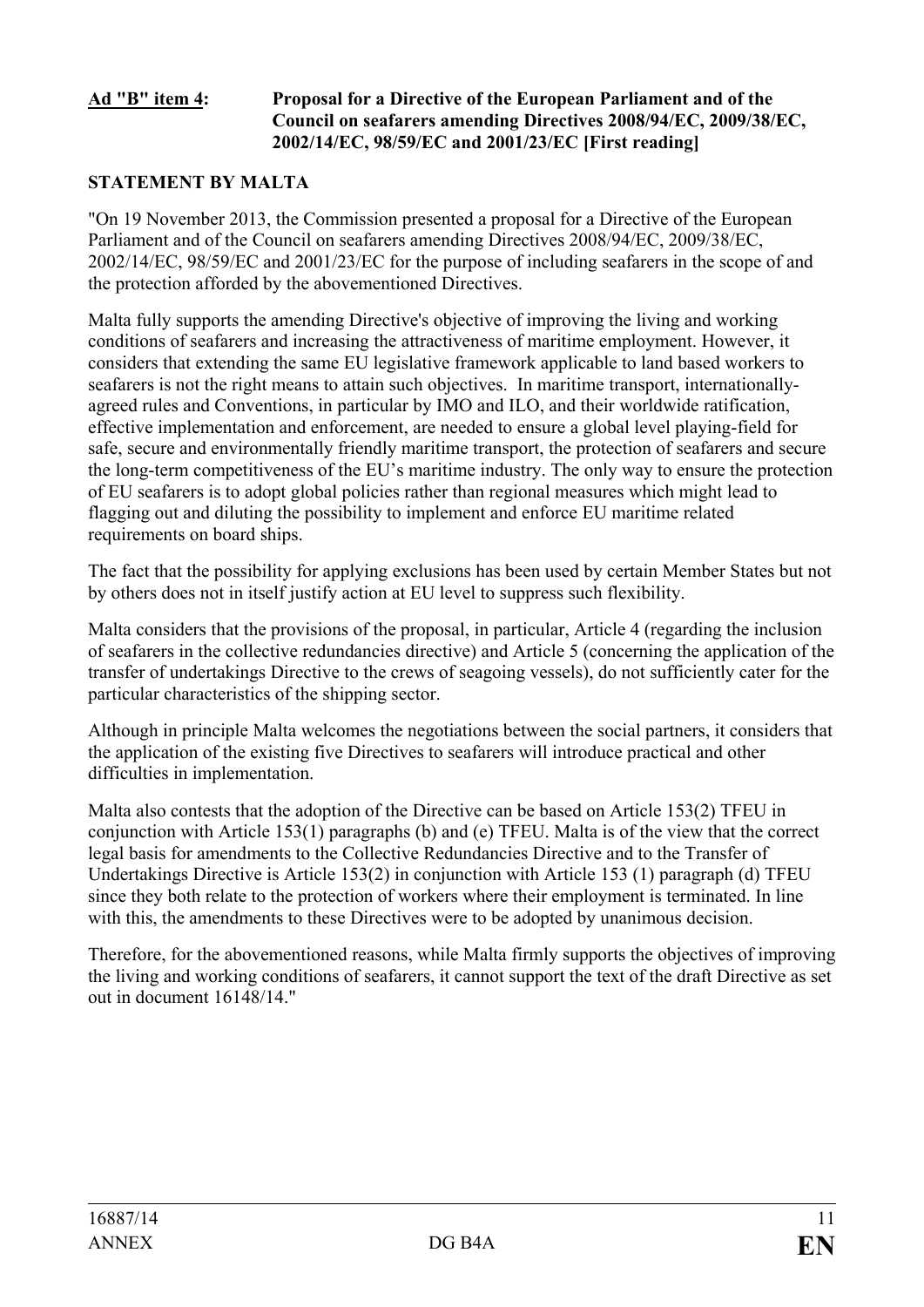**Ad "B" item 4: Proposal for a Directive of the European Parliament and of the Council on seafarers amending Directives 2008/94/EC, 2009/38/EC, 2002/14/EC, 98/59/EC and 2001/23/EC [First reading]**

**STATEMENT BY MALTA**

"On 19 November 2013, the Commission presented a proposal for a Directive of the European Parliament and of the Council on seafarers amending Directives 2008/94/EC, 2009/38/EC, 2002/14/EC, 98/59/EC and 2001/23/EC for the purpose of including seafarers in the scope of and the protection afforded by the abovementioned Directives.

Malta fully supports the amending Directive's objective of improving the living and working conditions of seafarers and increasing the attractiveness of maritime employment. However, it considers that extending the same EU legislative framework applicable to land based workers to seafarers is not the right means to attain such objectives. In maritime transport, internationally-agreed rules and Conventions, in particular by IMO and ILO, and their worldwide ratification, effective implementation and enforcement, are needed to ensure a global level playing-field for safe, secure and environmentally friendly maritime transport, the protection of seafarers and secure the long-term competitiveness of the EU's maritime industry. The only way to ensure the protection of EU seafarers is to adopt global policies rather than regional measures which might lead to flagging out and diluting the possibility to implement and enforce EU maritime related requirements on board ships.

The fact that the possibility for applying exclusions has been used by certain Member States but not by others does not in itself justify action at EU level to suppress such flexibility.

Malta considers that the provisions of the proposal, in particular, Article 4 (regarding the inclusion of seafarers in the collective redundancies directive) and Article 5 (concerning the application of the transfer of undertakings Directive to the crews of seagoing vessels), do not sufficiently cater for the particular characteristics of the shipping sector.

Although in principle Malta welcomes the negotiations between the social partners, it considers that the application of the existing five Directives to seafarers will introduce practical and other difficulties in implementation.

Malta also contests that the adoption of the Directive can be based on Article 153(2) TFEU in conjunction with Article 153(1) paragraphs (b) and (e) TFEU. Malta is of the view that the correct legal basis for amendments to the Collective Redundancies Directive and to the Transfer of Undertakings Directive is Article 153(2) in conjunction with Article 153 (1) paragraph (d) TFEU since they both relate to the protection of workers where their employment is terminated. In line with this, the amendments to these Directives were to be adopted by unanimous decision.

Therefore, for the abovementioned reasons, while Malta firmly supports the objectives of improving the living and working conditions of seafarers, it cannot support the text of the draft Directive as set out in document 16148/14."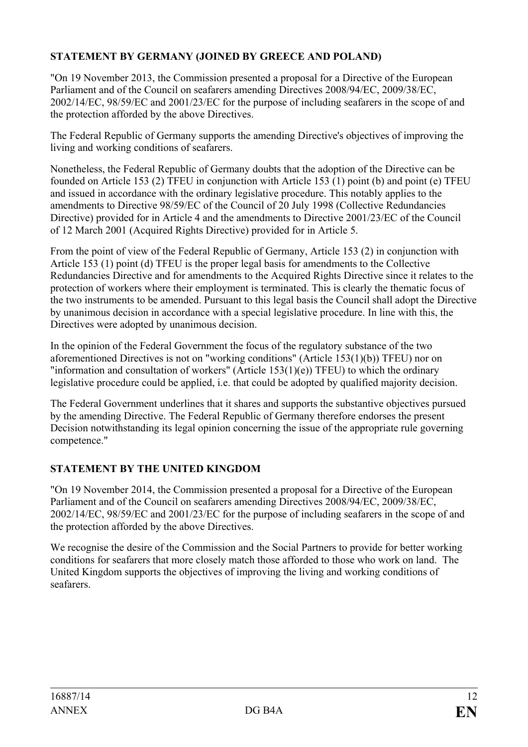**STATEMENT BY GERMANY (JOINED BY GREECE AND POLAND)**

"On 19 November 2013, the Commission presented a proposal for a Directive of the European Parliament and of the Council on seafarers amending Directives 2008/94/EC, 2009/38/EC, 2002/14/EC, 98/59/EC and 2001/23/EC for the purpose of including seafarers in the scope of and the protection afforded by the above Directives.

The Federal Republic of Germany supports the amending Directive's objectives of improving the living and working conditions of seafarers.

Nonetheless, the Federal Republic of Germany doubts that the adoption of the Directive can be founded on Article 153 (2) TFEU in conjunction with Article 153 (1) point (b) and point (e) TFEU and issued in accordance with the ordinary legislative procedure. This notably applies to the amendments to Directive 98/59/EC of the Council of 20 July 1998 (Collective Redundancies Directive) provided for in Article 4 and the amendments to Directive 2001/23/EC of the Council of 12 March 2001 (Acquired Rights Directive) provided for in Article 5.

From the point of view of the Federal Republic of Germany, Article 153 (2) in conjunction with Article 153 (1) point (d) TFEU is the proper legal basis for amendments to the Collective Redundancies Directive and for amendments to the Acquired Rights Directive since it relates to the protection of workers where their employment is terminated. This is clearly the thematic focus of the two instruments to be amended. Pursuant to this legal basis the Council shall adopt the Directive by unanimous decision in accordance with a special legislative procedure. In line with this, the Directives were adopted by unanimous decision.

In the opinion of the Federal Government the focus of the regulatory substance of the two aforementioned Directives is not on "working conditions" (Article 153(1)(b)) TFEU) nor on "information and consultation of workers" (Article 153(1)(e)) TFEU) to which the ordinary legislative procedure could be applied, i.e. that could be adopted by qualified majority decision.

The Federal Government underlines that it shares and supports the substantive objectives pursued by the amending Directive. The Federal Republic of Germany therefore endorses the present Decision notwithstanding its legal opinion concerning the issue of the appropriate rule governing competence."

**STATEMENT BY THE UNITED KINGDOM**

"On 19 November 2014, the Commission presented a proposal for a Directive of the European Parliament and of the Council on seafarers amending Directives 2008/94/EC, 2009/38/EC, 2002/14/EC, 98/59/EC and 2001/23/EC for the purpose of including seafarers in the scope of and the protection afforded by the above Directives.

We recognise the desire of the Commission and the Social Partners to provide for better working conditions for seafarers that more closely match those afforded to those who work on land. The United Kingdom supports the objectives of improving the living and working conditions of seafarers.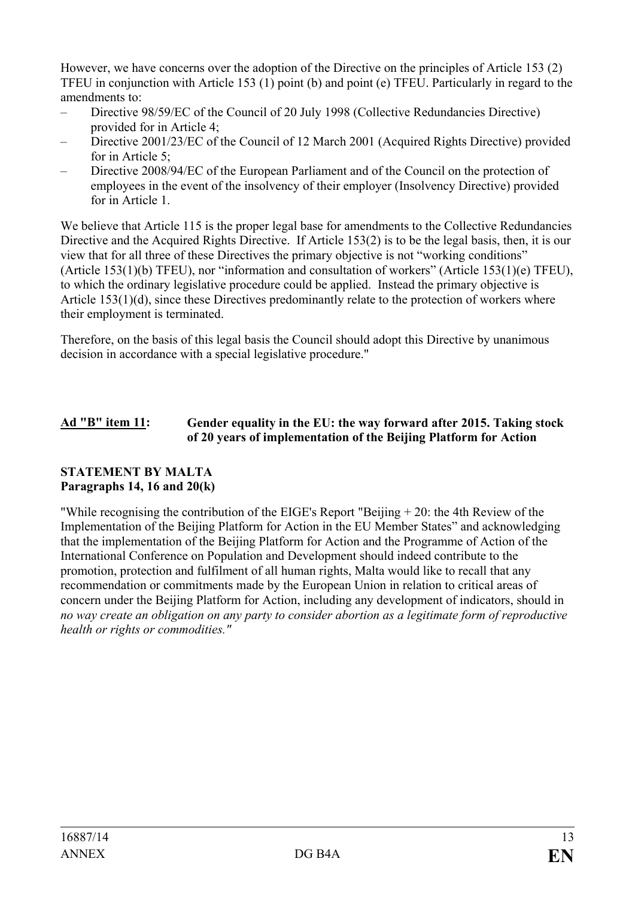However, we have concerns over the adoption of the Directive on the principles of Article 153 (2) TFEU in conjunction with Article 153 (1) point (b) and point (e) TFEU. Particularly in regard to the amendments to:

- Directive 98/59/EC of the Council of 20 July 1998 (Collective Redundancies Directive) provided for in Article 4;
- Directive 2001/23/EC of the Council of 12 March 2001 (Acquired Rights Directive) provided for in Article 5;
- Directive 2008/94/EC of the European Parliament and of the Council on the protection of employees in the event of the insolvency of their employer (Insolvency Directive) provided for in Article 1.

We believe that Article 115 is the proper legal base for amendments to the Collective Redundancies Directive and the Acquired Rights Directive. If Article 153(2) is to be the legal basis, then, it is our view that for all three of these Directives the primary objective is not "working conditions" (Article 153(1)(b) TFEU), nor "information and consultation of workers" (Article 153(1)(e) TFEU), to which the ordinary legislative procedure could be applied. Instead the primary objective is Article 153(1)(d), since these Directives predominantly relate to the protection of workers where their employment is terminated.

Therefore, on the basis of this legal basis the Council should adopt this Directive by unanimous decision in accordance with a special legislative procedure."

**Ad "B" item 11: Gender equality in the EU: the way forward after 2015. Taking stock of 20 years of implementation of the Beijing Platform for Action**

**STATEMENT BY MALTA**
**Paragraphs 14, 16 and 20(k)**

"While recognising the contribution of the EIGE's Report "Beijing + 20: the 4th Review of the Implementation of the Beijing Platform for Action in the EU Member States" and acknowledging that the implementation of the Beijing Platform for Action and the Programme of Action of the International Conference on Population and Development should indeed contribute to the promotion, protection and fulfilment of all human rights, Malta would like to recall that any recommendation or commitments made by the European Union in relation to critical areas of concern under the Beijing Platform for Action, including any development of indicators, should in *no way create an obligation on any party to consider abortion as a legitimate form of reproductive health or rights or commodities."*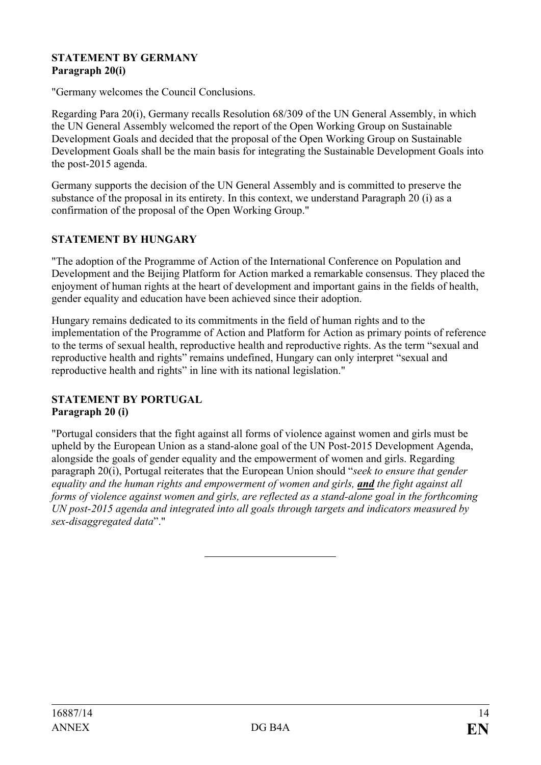**STATEMENT BY GERMANY**
**Paragraph 20(i)**

"Germany welcomes the Council Conclusions.

Regarding Para 20(i), Germany recalls Resolution 68/309 of the UN General Assembly, in which the UN General Assembly welcomed the report of the Open Working Group on Sustainable Development Goals and decided that the proposal of the Open Working Group on Sustainable Development Goals shall be the main basis for integrating the Sustainable Development Goals into the post-2015 agenda.

Germany supports the decision of the UN General Assembly and is committed to preserve the substance of the proposal in its entirety. In this context, we understand Paragraph 20 (i) as a confirmation of the proposal of the Open Working Group."

**STATEMENT BY HUNGARY**

"The adoption of the Programme of Action of the International Conference on Population and Development and the Beijing Platform for Action marked a remarkable consensus. They placed the enjoyment of human rights at the heart of development and important gains in the fields of health, gender equality and education have been achieved since their adoption.

Hungary remains dedicated to its commitments in the field of human rights and to the implementation of the Programme of Action and Platform for Action as primary points of reference to the terms of sexual health, reproductive health and reproductive rights. As the term "sexual and reproductive health and rights" remains undefined, Hungary can only interpret "sexual and reproductive health and rights" in line with its national legislation."

**STATEMENT BY PORTUGAL**
**Paragraph 20 (i)**

"Portugal considers that the fight against all forms of violence against women and girls must be upheld by the European Union as a stand-alone goal of the UN Post-2015 Development Agenda, alongside the goals of gender equality and the empowerment of women and girls. Regarding paragraph 20(i), Portugal reiterates that the European Union should "*seek to ensure that gender equality and the human rights and empowerment of women and girls, **and** the fight against all forms of violence against women and girls, are reflected as a stand-alone goal in the forthcoming UN post-2015 agenda and integrated into all goals through targets and indicators measured by sex-disaggregated data*"."